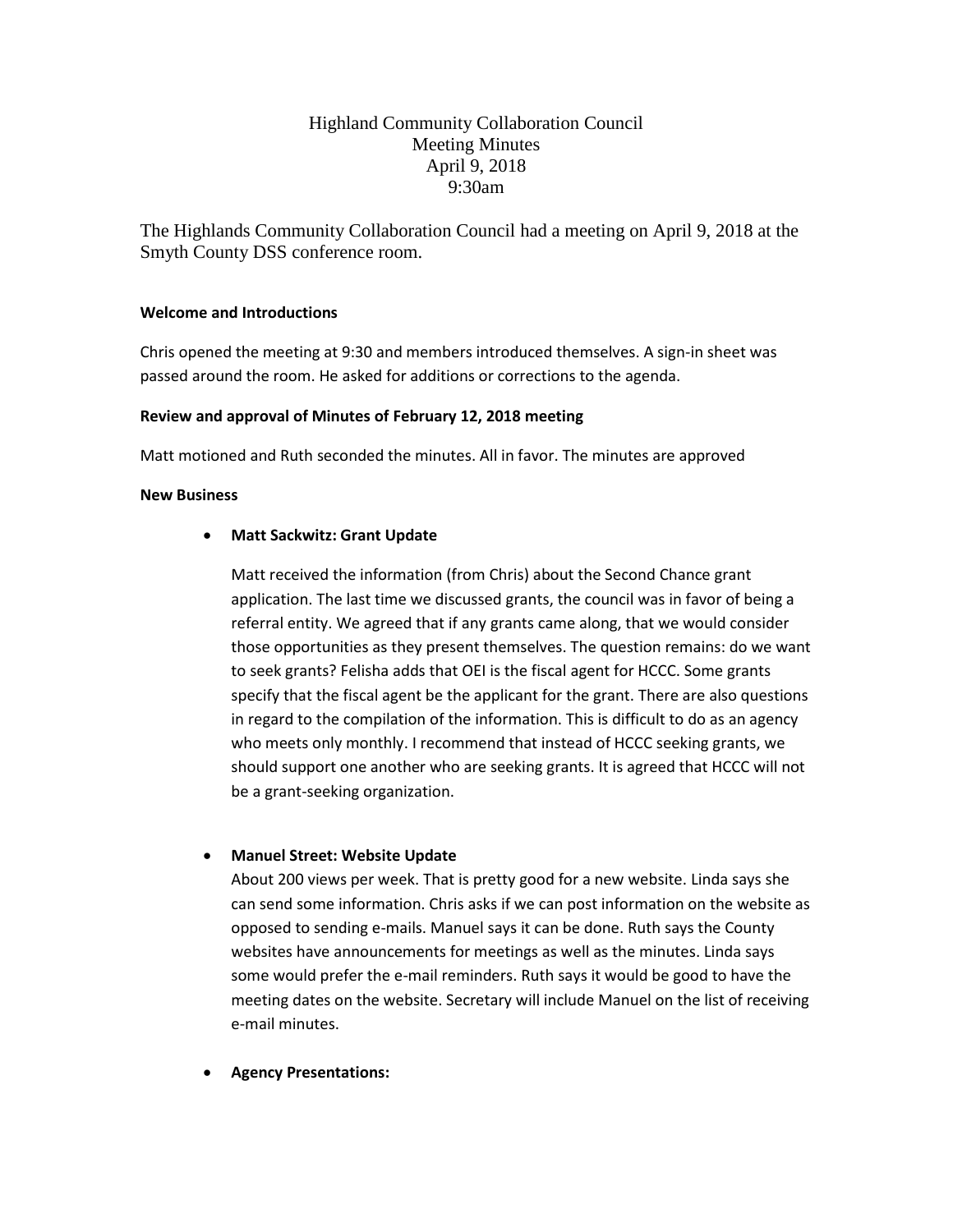# Highland Community Collaboration Council
## Meeting Minutes
## April 9, 2018
## 9:30am

The Highlands Community Collaboration Council had a meeting on April 9, 2018 at the Smyth County DSS conference room.

**Welcome and Introductions**

Chris opened the meeting at 9:30 and members introduced themselves. A sign-in sheet was passed around the room. He asked for additions or corrections to the agenda.

**Review and approval of Minutes of February 12, 2018 meeting**

Matt motioned and Ruth seconded the minutes. All in favor. The minutes are approved

**New Business**

- **Matt Sackwitz: Grant Update**

  Matt received the information (from Chris) about the Second Chance grant application. The last time we discussed grants, the council was in favor of being a referral entity. We agreed that if any grants came along, that we would consider those opportunities as they present themselves. The question remains: do we want to seek grants? Felisha adds that OEI is the fiscal agent for HCCC. Some grants specify that the fiscal agent be the applicant for the grant. There are also questions in regard to the compilation of the information. This is difficult to do as an agency who meets only monthly. I recommend that instead of HCCC seeking grants, we should support one another who are seeking grants. It is agreed that HCCC will not be a grant-seeking organization.

- **Manuel Street: Website Update**

  About 200 views per week. That is pretty good for a new website. Linda says she can send some information. Chris asks if we can post information on the website as opposed to sending e-mails. Manuel says it can be done. Ruth says the County websites have announcements for meetings as well as the minutes. Linda says some would prefer the e-mail reminders. Ruth says it would be good to have the meeting dates on the website. Secretary will include Manuel on the list of receiving e-mail minutes.

- **Agency Presentations:**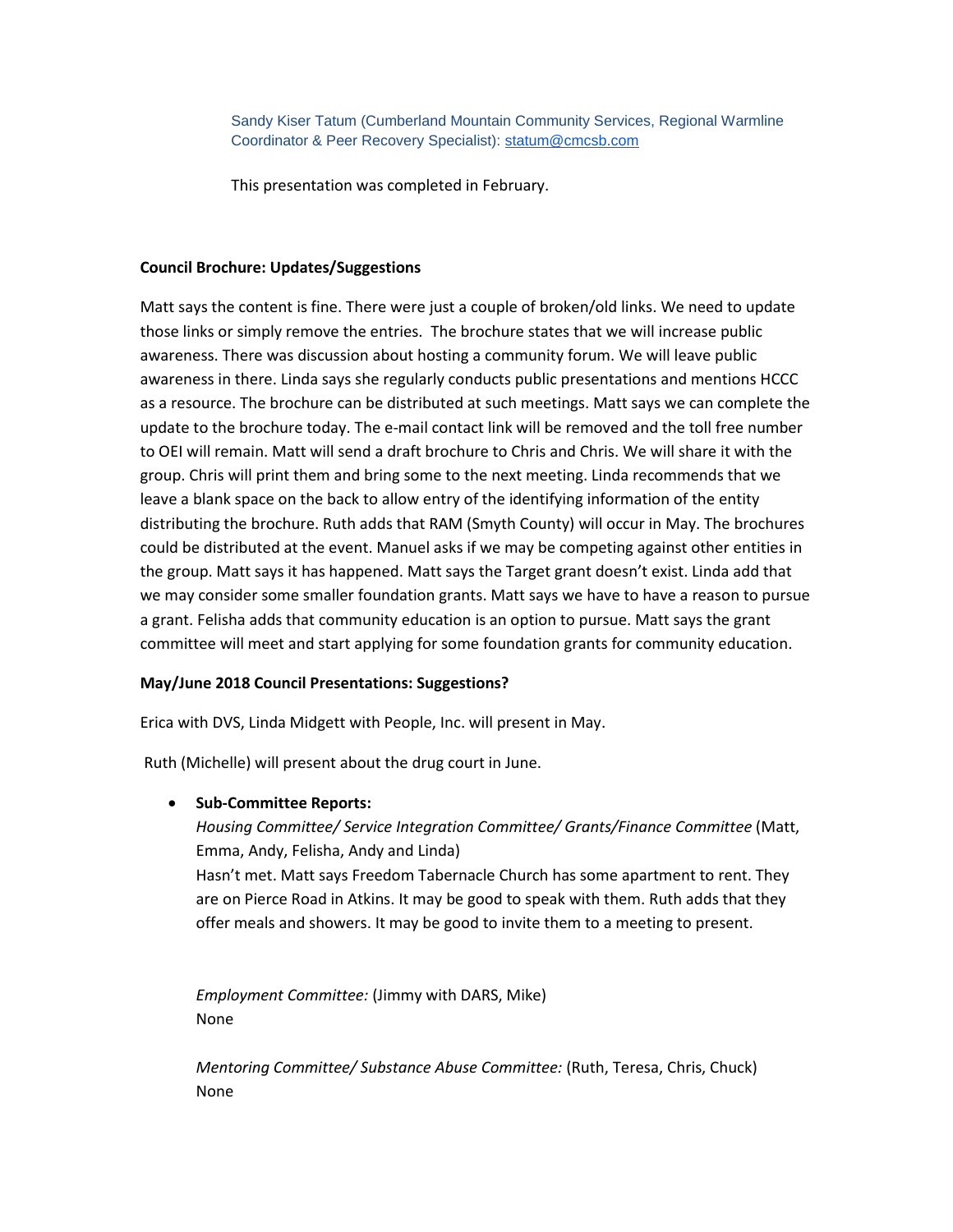Sandy Kiser Tatum (Cumberland Mountain Community Services, Regional Warmline Coordinator & Peer Recovery Specialist): statum@cmcsb.com

This presentation was completed in February.

**Council Brochure: Updates/Suggestions**

Matt says the content is fine. There were just a couple of broken/old links. We need to update those links or simply remove the entries. The brochure states that we will increase public awareness. There was discussion about hosting a community forum. We will leave public awareness in there. Linda says she regularly conducts public presentations and mentions HCCC as a resource. The brochure can be distributed at such meetings. Matt says we can complete the update to the brochure today. The e-mail contact link will be removed and the toll free number to OEI will remain. Matt will send a draft brochure to Chris and Chris. We will share it with the group. Chris will print them and bring some to the next meeting. Linda recommends that we leave a blank space on the back to allow entry of the identifying information of the entity distributing the brochure. Ruth adds that RAM (Smyth County) will occur in May. The brochures could be distributed at the event. Manuel asks if we may be competing against other entities in the group. Matt says it has happened. Matt says the Target grant doesn't exist. Linda add that we may consider some smaller foundation grants. Matt says we have to have a reason to pursue a grant. Felisha adds that community education is an option to pursue. Matt says the grant committee will meet and start applying for some foundation grants for community education.

**May/June 2018 Council Presentations: Suggestions?**

Erica with DVS, Linda Midgett with People, Inc. will present in May.

Ruth (Michelle) will present about the drug court in June.

- **Sub-Committee Reports:**

  *Housing Committee/ Service Integration Committee/ Grants/Finance Committee* (Matt, Emma, Andy, Felisha, Andy and Linda)
  Hasn't met. Matt says Freedom Tabernacle Church has some apartment to rent. They are on Pierce Road in Atkins. It may be good to speak with them. Ruth adds that they offer meals and showers. It may be good to invite them to a meeting to present.

  *Employment Committee:* (Jimmy with DARS, Mike)
  None

  *Mentoring Committee/ Substance Abuse Committee:* (Ruth, Teresa, Chris, Chuck)
  None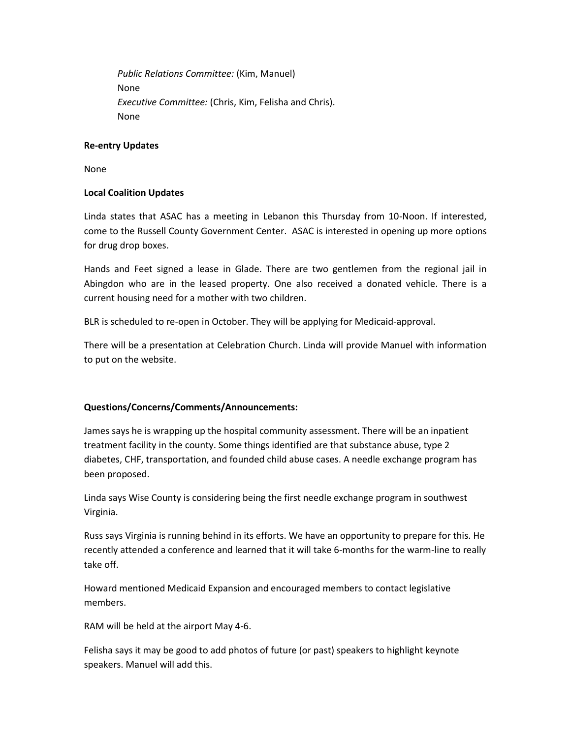*Public Relations Committee:* (Kim, Manuel)
None
*Executive Committee:* (Chris, Kim, Felisha and Chris).
None

**Re-entry Updates**

None

**Local Coalition Updates**

Linda states that ASAC has a meeting in Lebanon this Thursday from 10-Noon. If interested, come to the Russell County Government Center. ASAC is interested in opening up more options for drug drop boxes.

Hands and Feet signed a lease in Glade. There are two gentlemen from the regional jail in Abingdon who are in the leased property. One also received a donated vehicle. There is a current housing need for a mother with two children.

BLR is scheduled to re-open in October. They will be applying for Medicaid-approval.

There will be a presentation at Celebration Church. Linda will provide Manuel with information to put on the website.

**Questions/Concerns/Comments/Announcements:**

James says he is wrapping up the hospital community assessment. There will be an inpatient treatment facility in the county. Some things identified are that substance abuse, type 2 diabetes, CHF, transportation, and founded child abuse cases. A needle exchange program has been proposed.

Linda says Wise County is considering being the first needle exchange program in southwest Virginia.

Russ says Virginia is running behind in its efforts. We have an opportunity to prepare for this. He recently attended a conference and learned that it will take 6-months for the warm-line to really take off.

Howard mentioned Medicaid Expansion and encouraged members to contact legislative members.

RAM will be held at the airport May 4-6.

Felisha says it may be good to add photos of future (or past) speakers to highlight keynote speakers. Manuel will add this.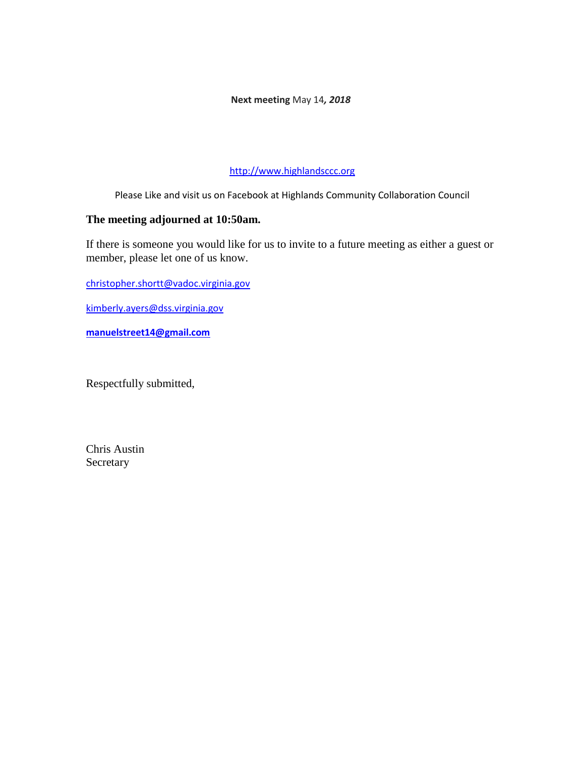**Next meeting** May 14***, 2018***

http://www.highlandsccc.org

Please Like and visit us on Facebook at Highlands Community Collaboration Council

**The meeting adjourned at 10:50am.**

If there is someone you would like for us to invite to a future meeting as either a guest or member, please let one of us know.

christopher.shortt@vadoc.virginia.gov

kimberly.ayers@dss.virginia.gov

**manuelstreet14@gmail.com**

Respectfully submitted,

Chris Austin
Secretary